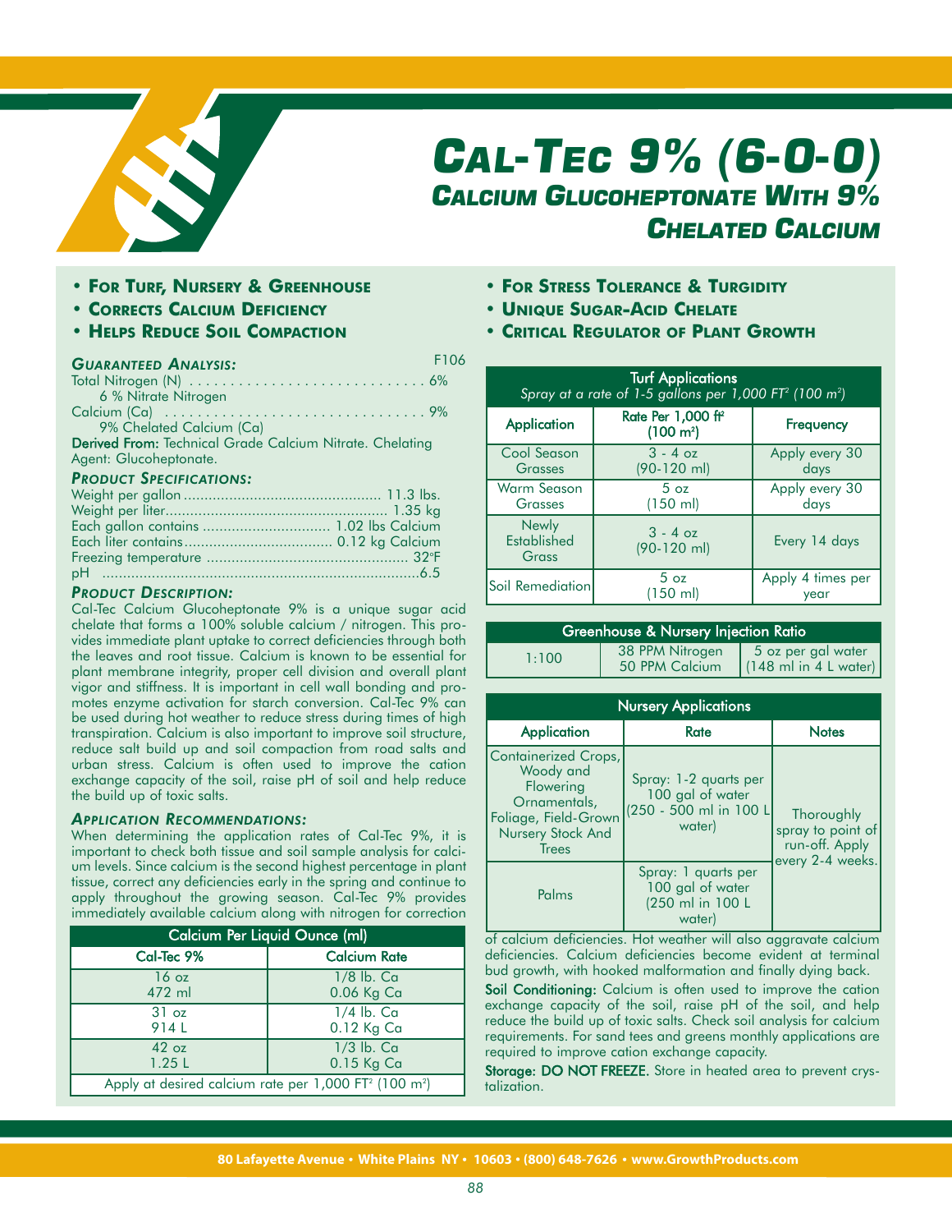# CAL-TEC 9% (6-0-0)

## CALCIUM GLUCOHEPTONATE WITH 9% CHELATED CALCIUM

- **FOR TURF, NURSERY & GREENHOUSE**
- **CORRECTS CALCIUM DEFICIENCY**
- **HELPS REDUCE SOIL COMPACTION**
- **FOR STRESS TOLERANCE & TURGIDITY**
- **UNIQUE SUGAR-ACID CHELATE**
- **CRITICAL REGULATOR OF PLANT GROWTH**

### *GUARANTEED ANALYSIS:*

F106

Total Nitrogen (N) . . . . . . . . . . . . . . . . . . . . . . . . . . . . . 6%
 6 % Nitrate Nitrogen
Calcium (Ca) . . . . . . . . . . . . . . . . . . . . . . . . . . . . . . . . . 9%
 9% Chelated Calcium (Ca)

**Derived From:** Technical Grade Calcium Nitrate. Chelating Agent: Glucoheptonate.

### *PRODUCT SPECIFICATIONS:*

Weight per gallon ............................................... 11.3 lbs.
Weight per liter..................................................... 1.35 kg
Each gallon contains .............................. 1.02 lbs Calcium
Each liter contains.................................... 0.12 kg Calcium
Freezing temperature ................................................ 32°F
pH ............................................................................6.5

### *PRODUCT DESCRIPTION:*

Cal-Tec Calcium Glucoheptonate 9% is a unique sugar acid chelate that forms a 100% soluble calcium / nitrogen. This provides immediate plant uptake to correct deficiencies through both the leaves and root tissue. Calcium is known to be essential for plant membrane integrity, proper cell division and overall plant vigor and stiffness. It is important in cell wall bonding and promotes enzyme activation for starch conversion. Cal-Tec 9% can be used during hot weather to reduce stress during times of high transpiration. Calcium is also important to improve soil structure, reduce salt build up and soil compaction from road salts and urban stress. Calcium is often used to improve the cation exchange capacity of the soil, raise pH of soil and help reduce the build up of toxic salts.

### *APPLICATION RECOMMENDATIONS:*

When determining the application rates of Cal-Tec 9%, it is important to check both tissue and soil sample analysis for calcium levels. Since calcium is the second highest percentage in plant tissue, correct any deficiencies early in the spring and continue to apply throughout the growing season. Cal-Tec 9% provides immediately available calcium along with nitrogen for correction of calcium deficiencies. Hot weather will also aggravate calcium deficiencies. Calcium deficiencies become evident at terminal bud growth, with hooked malformation and finally dying back.

| Calcium Per Liquid Ounce (ml) | |
|---|---|
| **Cal-Tec 9%** | **Calcium Rate** |
| 16 oz<br>472 ml | 1/8 lb. Ca<br>0.06 Kg Ca |
| 31 oz<br>914 L | 1/4 lb. Ca<br>0.12 Kg Ca |
| 42 oz<br>1.25 L | 1/3 lb. Ca<br>0.15 Kg Ca |
| Apply at desired calcium rate per 1,000 FT² (100 m²) | |

| Turf Applications<br>*Spray at a rate of 1-5 gallons per 1,000 FT² (100 m²)* | | |
|---|---|---|
| **Application** | **Rate Per 1,000 ft² (100 m²)** | **Frequency** |
| Cool Season Grasses | 3 - 4 oz<br>(90-120 ml) | Apply every 30 days |
| Warm Season Grasses | 5 oz<br>(150 ml) | Apply every 30 days |
| Newly Established Grass | 3 - 4 oz<br>(90-120 ml) | Every 14 days |
| Soil Remediation | 5 oz<br>(150 ml) | Apply 4 times per year |

| Greenhouse & Nursery Injection Ratio | | |
|---|---|---|
| 1:100 | 38 PPM Nitrogen<br>50 PPM Calcium | 5 oz per gal water<br>(148 ml in 4 L water) |

| Nursery Applications | | |
|---|---|---|
| **Application** | **Rate** | **Notes** |
| Containerized Crops, Woody and Flowering Ornamentals, Foliage, Field-Grown Nursery Stock And Trees | Spray: 1-2 quarts per 100 gal of water (250 - 500 ml in 100 L water) | Thoroughly spray to point of run-off. Apply every 2-4 weeks. |
| Palms | Spray: 1 quarts per 100 gal of water (250 ml in 100 L water) | |

**Soil Conditioning:** Calcium is often used to improve the cation exchange capacity of the soil, raise pH of the soil, and help reduce the build up of toxic salts. Check soil analysis for calcium requirements. For sand tees and greens monthly applications are required to improve cation exchange capacity.

**Storage: DO NOT FREEZE.** Store in heated area to prevent crystalization.

80 Lafayette Avenue • White Plains NY • 10603 • (800) 648-7626 • www.GrowthProducts.com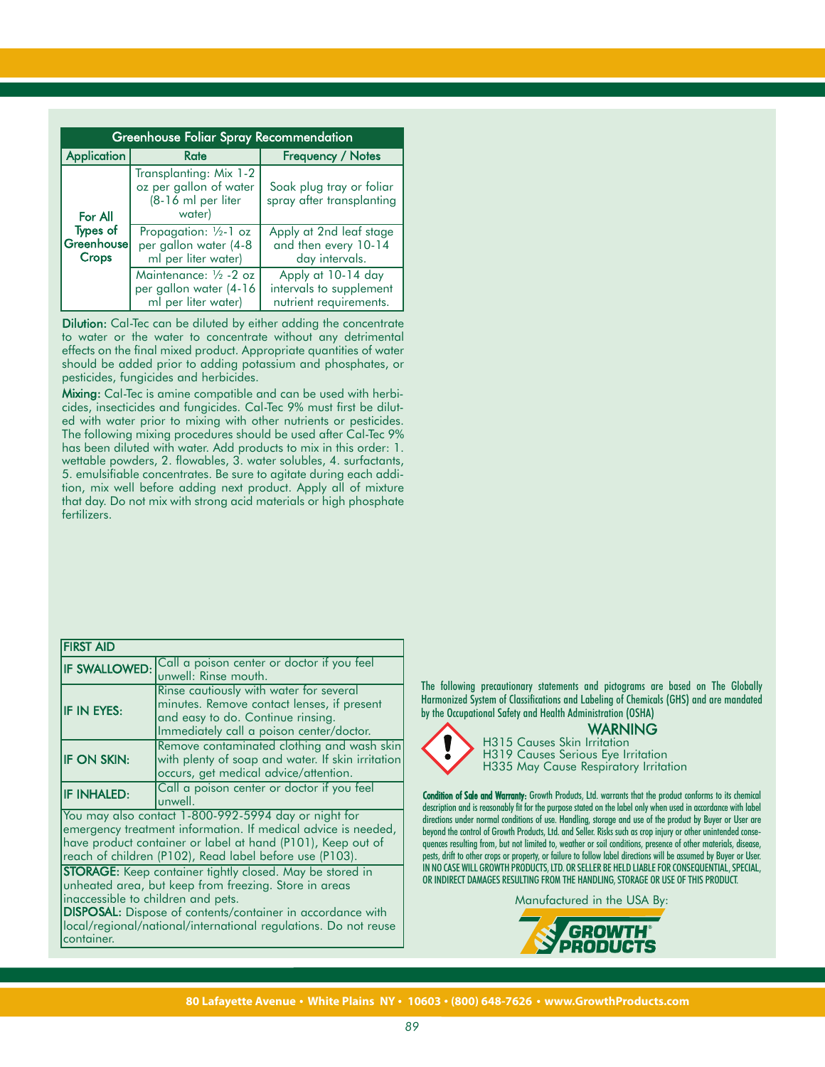| Greenhouse Foliar Spray Recommendation | | |
|---|---|---|
| **Application** | **Rate** | **Frequency / Notes** |
| **For All Types of Greenhouse Crops** | Transplanting: Mix 1-2 oz per gallon of water (8-16 ml per liter water) | Soak plug tray or foliar spray after transplanting |
| | Propagation: ½-1 oz per gallon water (4-8 ml per liter water) | Apply at 2nd leaf stage and then every 10-14 day intervals. |
| | Maintenance: ½ -2 oz per gallon water (4-16 ml per liter water) | Apply at 10-14 day intervals to supplement nutrient requirements. |

**Dilution:** Cal-Tec can be diluted by either adding the concentrate to water or the water to concentrate without any detrimental effects on the final mixed product. Appropriate quantities of water should be added prior to adding potassium and phosphates, or pesticides, fungicides and herbicides.

**Mixing:** Cal-Tec is amine compatible and can be used with herbicides, insecticides and fungicides. Cal-Tec 9% must first be diluted with water prior to mixing with other nutrients or pesticides. The following mixing procedures should be used after Cal-Tec 9% has been diluted with water. Add products to mix in this order: 1. wettable powders, 2. flowables, 3. water solubles, 4. surfactants, 5. emulsifiable concentrates. Be sure to agitate during each addition, mix well before adding next product. Apply all of mixture that day. Do not mix with strong acid materials or high phosphate fertilizers.

| FIRST AID | |
|---|---|
| IF SWALLOWED: | Call a poison center or doctor if you feel unwell: Rinse mouth. |
| IF IN EYES: | Rinse cautiously with water for several minutes. Remove contact lenses, if present and easy to do. Continue rinsing. Immediately call a poison center/doctor. |
| IF ON SKIN: | Remove contaminated clothing and wash skin with plenty of soap and water. If skin irritation occurs, get medical advice/attention. |
| IF INHALED: | Call a poison center or doctor if you feel unwell. |

You may also contact 1-800-992-5994 day or night for emergency treatment information. If medical advice is needed, have product container or label at hand (P101), Keep out of reach of children (P102), Read label before use (P103).

**STORAGE:** Keep container tightly closed. May be stored in unheated area, but keep from freezing. Store in areas inaccessible to children and pets.

**DISPOSAL:** Dispose of contents/container in accordance with local/regional/national/international regulations. Do not reuse container.

The following precautionary statements and pictograms are based on The Globally Harmonized System of Classifications and Labeling of Chemicals (GHS) and are mandated by the Occupational Safety and Health Administration (OSHA)

**WARNING**

H315 Causes Skin Irritation
H319 Causes Serious Eye Irritation
H335 May Cause Respiratory Irritation

**Condition of Sale and Warranty:** Growth Products, Ltd. warrants that the product conforms to its chemical description and is reasonably fit for the purpose stated on the label only when used in accordance with label directions under normal conditions of use. Handling, storage and use of the product by Buyer or User are beyond the control of Growth Products, Ltd. and Seller. Risks such as crop injury or other unintended consequences resulting from, but not limited to, weather or soil conditions, presence of other materials, disease, pests, drift to other crops or property, or failure to follow label directions will be assumed by Buyer or User. IN NO CASE WILL GROWTH PRODUCTS, LTD. OR SELLER BE HELD LIABLE FOR CONSEQUENTIAL, SPECIAL, OR INDIRECT DAMAGES RESULTING FROM THE HANDLING, STORAGE OR USE OF THIS PRODUCT.

Manufactured in the USA By:

GROWTH PRODUCTS

80 Lafayette Avenue • White Plains NY • 10603 • (800) 648-7626 • www.GrowthProducts.com